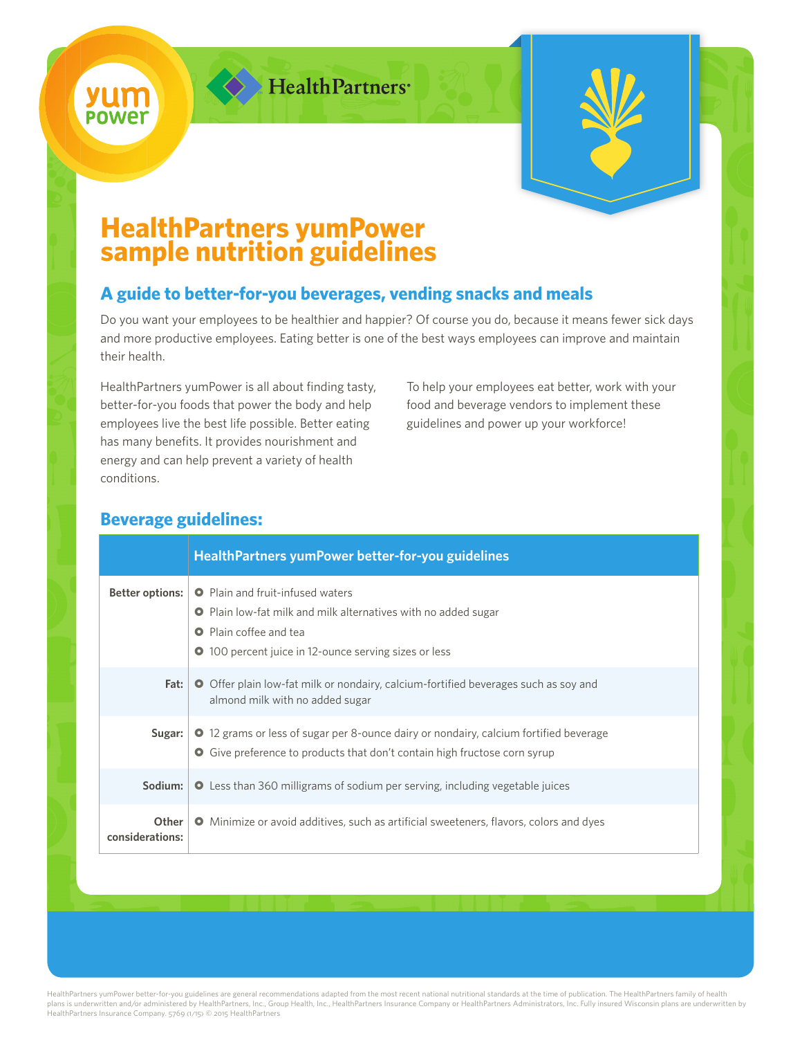# HealthPartners yumPower sample nutrition guidelines

## A guide to better-for-you beverages, vending snacks and meals

Do you want your employees to be healthier and happier? Of course you do, because it means fewer sick days and more productive employees. Eating better is one of the best ways employees can improve and maintain their health.

HealthPartners yumPower is all about finding tasty, better-for-you foods that power the body and help employees live the best life possible. Better eating has many benefits. It provides nourishment and energy and can help prevent a variety of health conditions.

To help your employees eat better, work with your food and beverage vendors to implement these guidelines and power up your workforce!

## Beverage guidelines:

| | HealthPartners yumPower better-for-you guidelines |
|---|---|
| **Better options:** | • Plain and fruit-infused waters<br>• Plain low-fat milk and milk alternatives with no added sugar<br>• Plain coffee and tea<br>• 100 percent juice in 12-ounce serving sizes or less |
| **Fat:** | • Offer plain low-fat milk or nondairy, calcium-fortified beverages such as soy and almond milk with no added sugar |
| **Sugar:** | • 12 grams or less of sugar per 8-ounce dairy or nondairy, calcium fortified beverage<br>• Give preference to products that don't contain high fructose corn syrup |
| **Sodium:** | • Less than 360 milligrams of sodium per serving, including vegetable juices |
| **Other considerations:** | • Minimize or avoid additives, such as artificial sweeteners, flavors, colors and dyes |

HealthPartners yumPower better-for-you guidelines are general recommendations adapted from the most recent national nutritional standards at the time of publication. The HealthPartners family of health plans is underwritten and/or administered by HealthPartners, Inc., Group Health, Inc., HealthPartners Insurance Company or HealthPartners Administrators, Inc. Fully insured Wisconsin plans are underwritten by HealthPartners Insurance Company. 5769 (1/15) © 2015 HealthPartners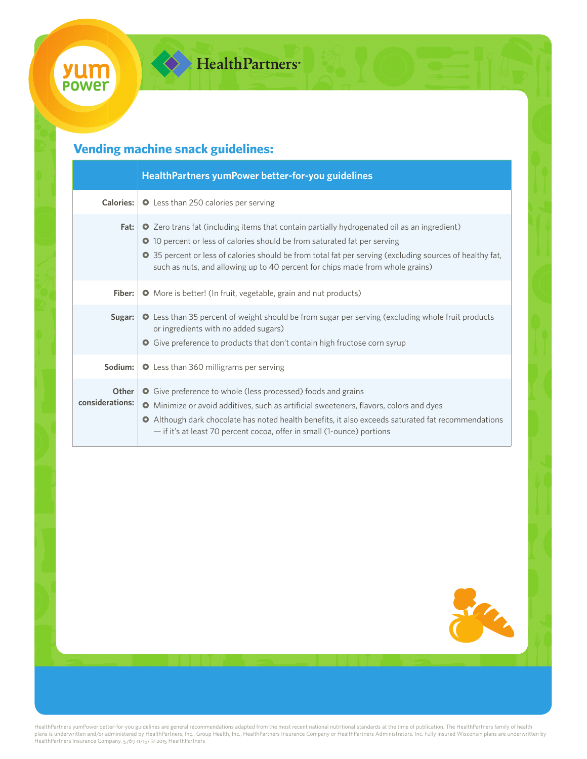yum power

HealthPartners

## Vending machine snack guidelines:

| | HealthPartners yumPower better-for-you guidelines |
|---|---|
| **Calories:** | • Less than 250 calories per serving |
| **Fat:** | • Zero trans fat (including items that contain partially hydrogenated oil as an ingredient)<br>• 10 percent or less of calories should be from saturated fat per serving<br>• 35 percent or less of calories should be from total fat per serving (excluding sources of healthy fat, such as nuts, and allowing up to 40 percent for chips made from whole grains) |
| **Fiber:** | • More is better! (In fruit, vegetable, grain and nut products) |
| **Sugar:** | • Less than 35 percent of weight should be from sugar per serving (excluding whole fruit products or ingredients with no added sugars)<br>• Give preference to products that don't contain high fructose corn syrup |
| **Sodium:** | • Less than 360 milligrams per serving |
| **Other considerations:** | • Give preference to whole (less processed) foods and grains<br>• Minimize or avoid additives, such as artificial sweeteners, flavors, colors and dyes<br>• Although dark chocolate has noted health benefits, it also exceeds saturated fat recommendations — if it's at least 70 percent cocoa, offer in small (1-ounce) portions |

HealthPartners yumPower better-for-you guidelines are general recommendations adapted from the most recent national nutritional standards at the time of publication. The HealthPartners family of health plans is underwritten and/or administered by HealthPartners, Inc., Group Health, Inc., HealthPartners Insurance Company or HealthPartners Administrators, Inc. Fully insured Wisconsin plans are underwritten by HealthPartners Insurance Company. 5769 (1/15) © 2015 HealthPartners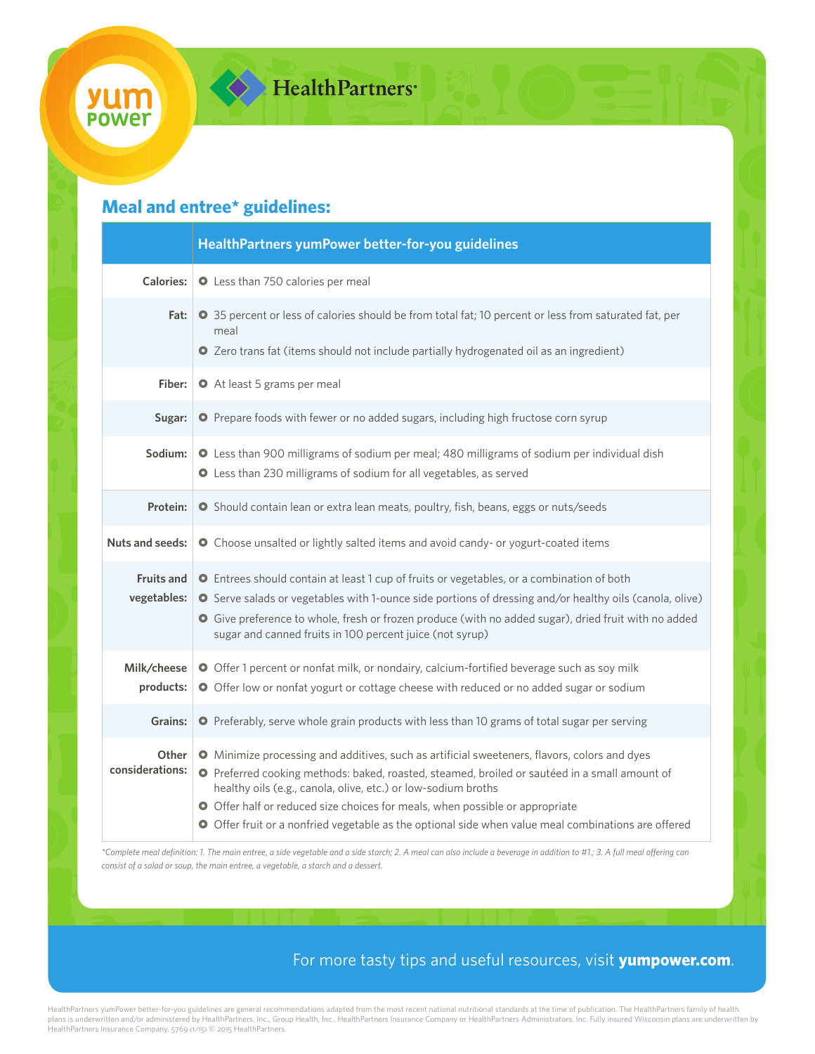## Meal and entree* guidelines:

| | HealthPartners yumPower better-for-you guidelines |
|---|---|
| **Calories:** | Less than 750 calories per meal |
| **Fat:** | 35 percent or less of calories should be from total fat; 10 percent or less from saturated fat, per meal<br>Zero trans fat (items should not include partially hydrogenated oil as an ingredient) |
| **Fiber:** | At least 5 grams per meal |
| **Sugar:** | Prepare foods with fewer or no added sugars, including high fructose corn syrup |
| **Sodium:** | Less than 900 milligrams of sodium per meal; 480 milligrams of sodium per individual dish<br>Less than 230 milligrams of sodium for all vegetables, as served |
| **Protein:** | Should contain lean or extra lean meats, poultry, fish, beans, eggs or nuts/seeds |
| **Nuts and seeds:** | Choose unsalted or lightly salted items and avoid candy- or yogurt-coated items |
| **Fruits and vegetables:** | Entrees should contain at least 1 cup of fruits or vegetables, or a combination of both<br>Serve salads or vegetables with 1-ounce side portions of dressing and/or healthy oils (canola, olive)<br>Give preference to whole, fresh or frozen produce (with no added sugar), dried fruit with no added sugar and canned fruits in 100 percent juice (not syrup) |
| **Milk/cheese products:** | Offer 1 percent or nonfat milk, or nondairy, calcium-fortified beverage such as soy milk<br>Offer low or nonfat yogurt or cottage cheese with reduced or no added sugar or sodium |
| **Grains:** | Preferably, serve whole grain products with less than 10 grams of total sugar per serving |
| **Other considerations:** | Minimize processing and additives, such as artificial sweeteners, flavors, colors and dyes<br>Preferred cooking methods: baked, roasted, steamed, broiled or sautéed in a small amount of healthy oils (e.g., canola, olive, etc.) or low-sodium broths<br>Offer half or reduced size choices for meals, when possible or appropriate<br>Offer fruit or a nonfried vegetable as the optional side when value meal combinations are offered |

*\*Complete meal definition: 1. The main entree, a side vegetable and a side starch; 2. A meal can also include a beverage in addition to #1.; 3. A full meal offering can consist of a salad or soup, the main entree, a vegetable, a starch and a dessert.*

For more tasty tips and useful resources, visit **yumpower.com**.

HealthPartners yumPower better-for-you guidelines are general recommendations adapted from the most recent national nutritional standards at the time of publication. The HealthPartners family of health plans is underwritten and/or administered by HealthPartners, Inc., Group Health, Inc., HealthPartners Insurance Company or HealthPartners Administrators, Inc. Fully insured Wisconsin plans are underwritten by HealthPartners Insurance Company. 5769 (1/15) © 2015 HealthPartners